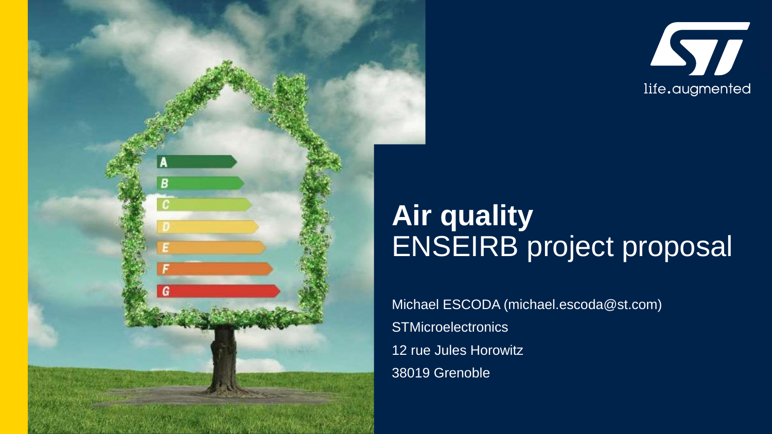# Air quality

## ENSEIRB project proposal

Michael ESCODA (michael.escoda@st.com)

STMicroelectronics

12 rue Jules Horowitz

38019 Grenoble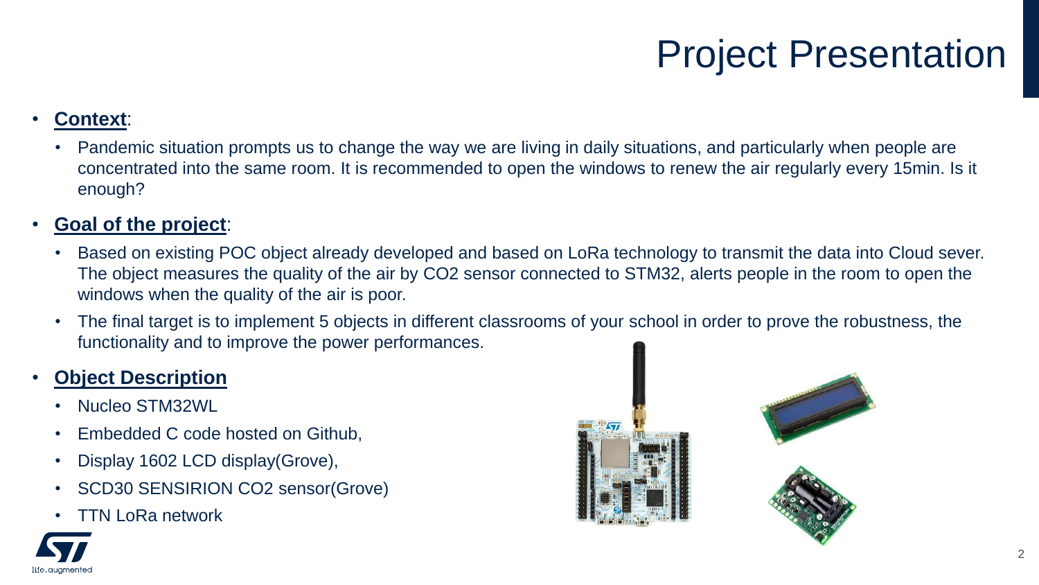# Project Presentation

- **Context**:
  - Pandemic situation prompts us to change the way we are living in daily situations, and particularly when people are concentrated into the same room. It is recommended to open the windows to renew the air regularly every 15min. Is it enough?
- **Goal of the project**:
  - Based on existing POC object already developed and based on LoRa technology to transmit the data into Cloud sever. The object measures the quality of the air by $CO_2$ sensor connected to STM32, alerts people in the room to open the windows when the quality of the air is poor.
  - The final target is to implement 5 objects in different classrooms of your school in order to prove the robustness, the functionality and to improve the power performances.
- **Object Description**
  - Nucleo STM32WL
  - Embedded C code hosted on Github,
  - Display 1602 LCD display(Grove),
  - SCD30 SENSIRION $CO_2$ sensor(Grove)
  - TTN LoRa network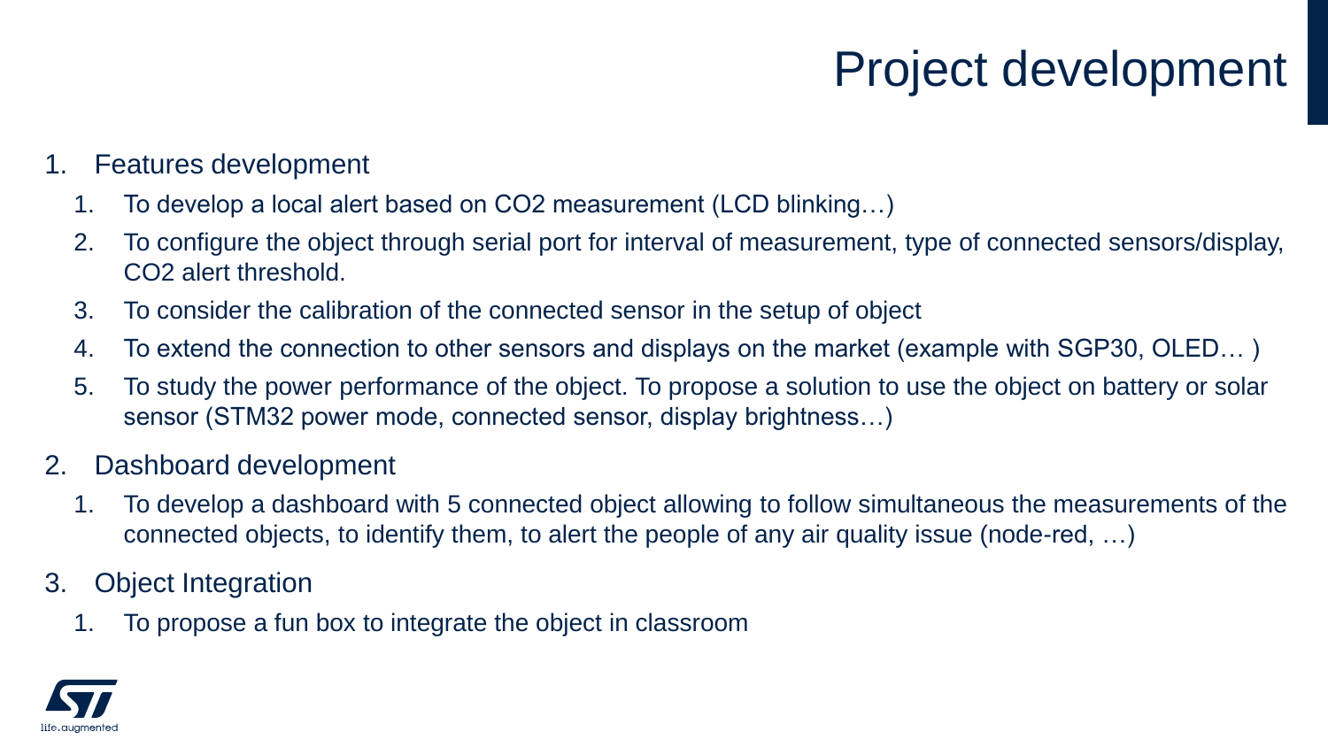# Project development

1. Features development
   1. To develop a local alert based on $CO_2$ measurement (LCD blinking…)
   2. To configure the object through serial port for interval of measurement, type of connected sensors/display, $CO_2$ alert threshold.
   3. To consider the calibration of the connected sensor in the setup of object
   4. To extend the connection to other sensors and displays on the market (example with SGP30, OLED… )
   5. To study the power performance of the object. To propose a solution to use the object on battery or solar sensor (STM32 power mode, connected sensor, display brightness…)
2. Dashboard development
   1. To develop a dashboard with 5 connected object allowing to follow simultaneous the measurements of the connected objects, to identify them, to alert the people of any air quality issue (node-red, …)
3. Object Integration
   1. To propose a fun box to integrate the object in classroom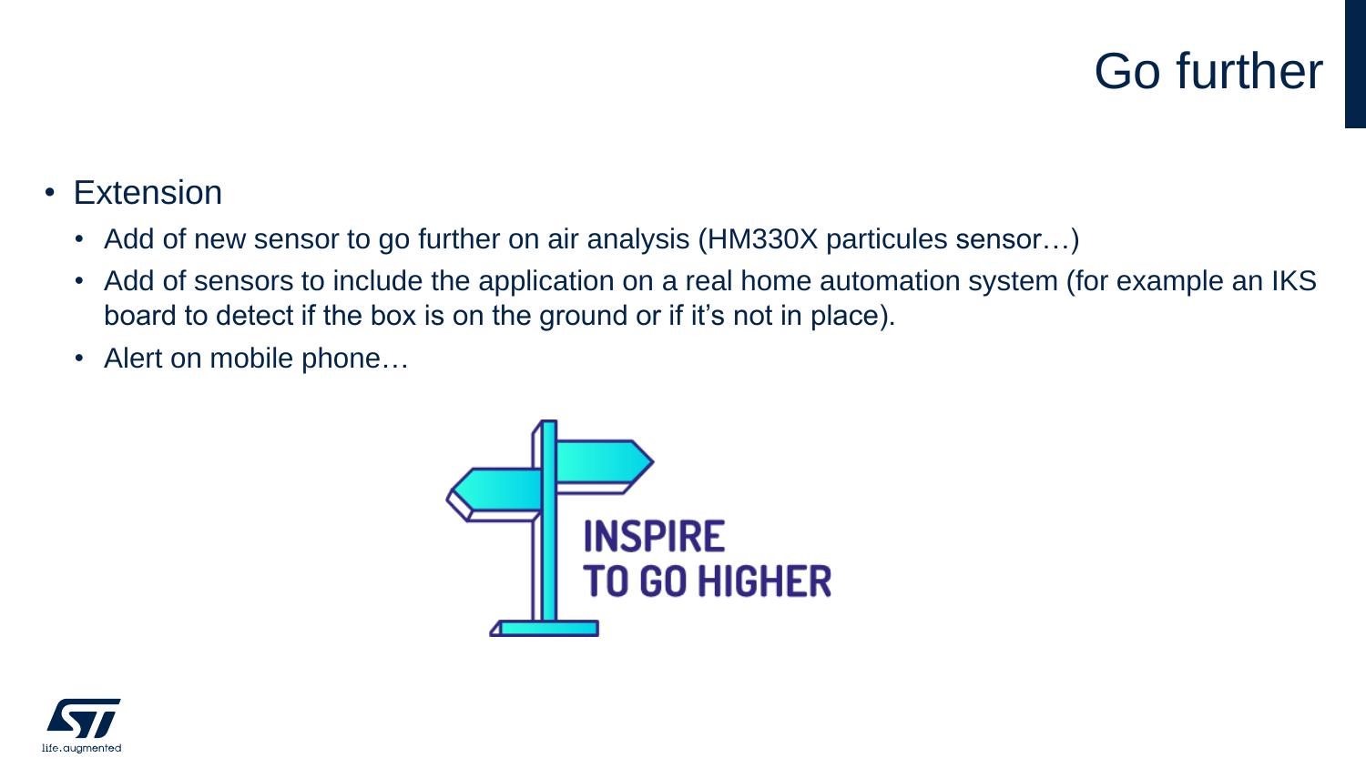# Go further

- Extension
  - Add of new sensor to go further on air analysis (HM330X particules sensor…)
  - Add of sensors to include the application on a real home automation system (for example an IKS board to detect if the box is on the ground or if it’s not in place).
  - Alert on mobile phone…

INSPIRE TO GO HIGHER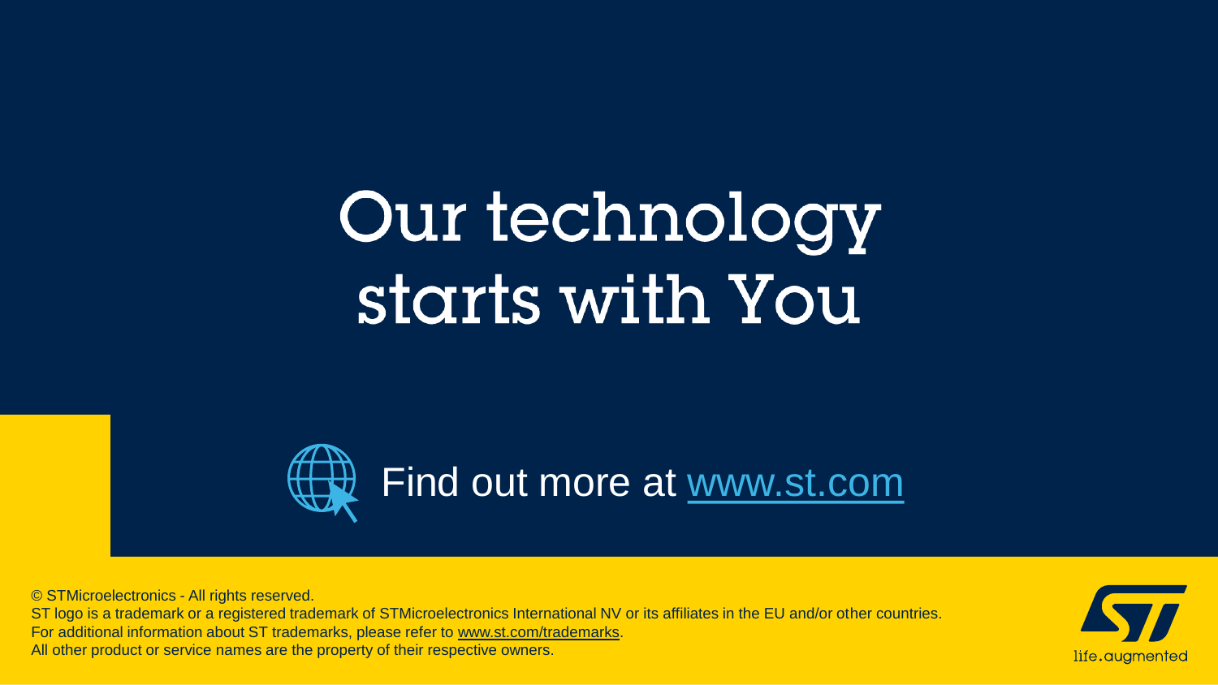# Our technology starts with You

Find out more at www.st.com

© STMicroelectronics - All rights reserved.
ST logo is a trademark or a registered trademark of STMicroelectronics International NV or its affiliates in the EU and/or other countries.
For additional information about ST trademarks, please refer to www.st.com/trademarks.
All other product or service names are the property of their respective owners.

life.augmented